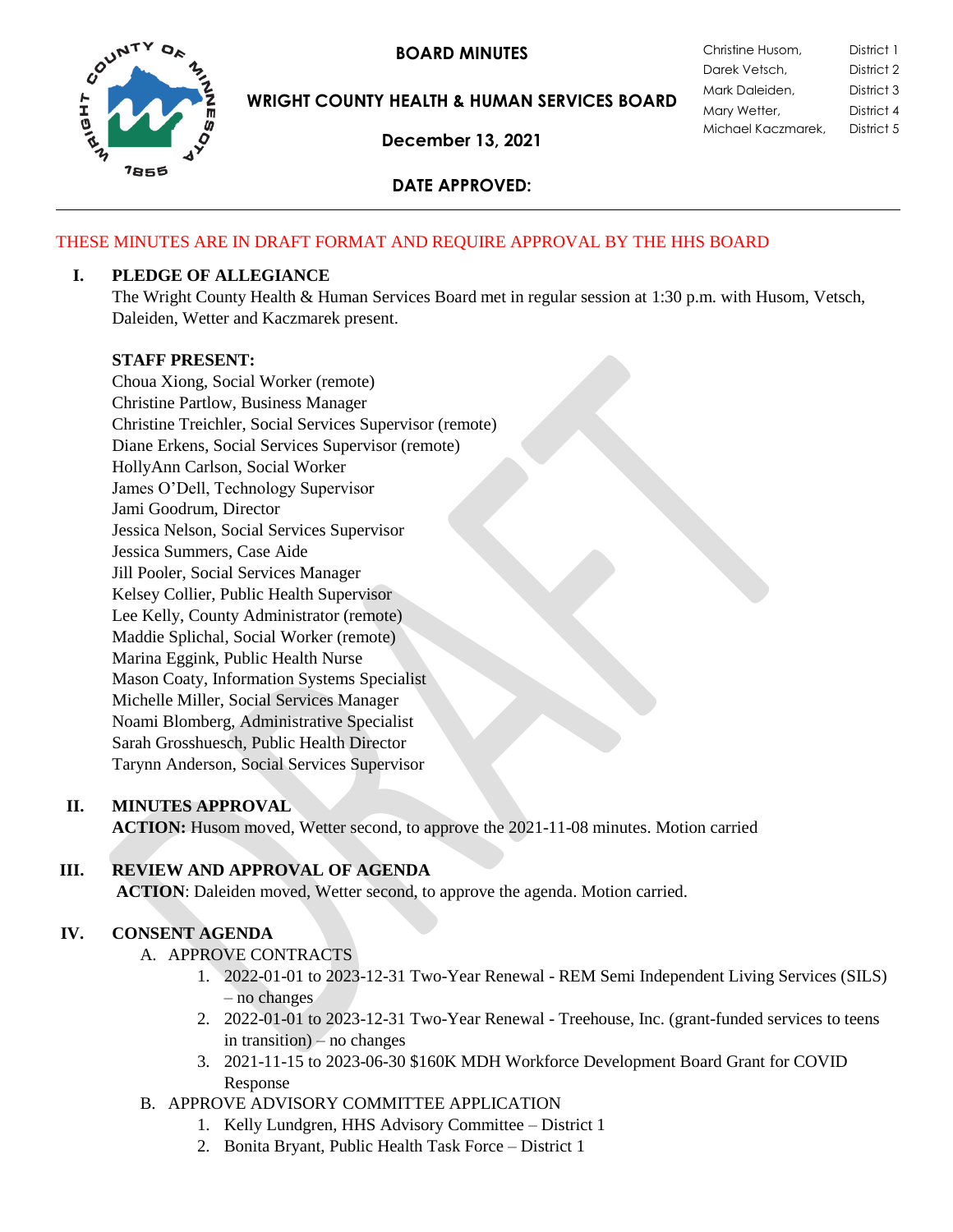# BOARD MINUTES

## WRIGHT COUNTY HEALTH & HUMAN SERVICES BOARD

**December 13, 2021**

**DATE APPROVED:**

| | |
|---|---|
| Christine Husom, | District 1 |
| Darek Vetsch, | District 2 |
| Mark Daleiden, | District 3 |
| Mary Wetter, | District 4 |
| Michael Kaczmarek, | District 5 |

THESE MINUTES ARE IN DRAFT FORMAT AND REQUIRE APPROVAL BY THE HHS BOARD

**I. PLEDGE OF ALLEGIANCE**

The Wright County Health & Human Services Board met in regular session at 1:30 p.m. with Husom, Vetsch, Daleiden, Wetter and Kaczmarek present.

**STAFF PRESENT:**

Choua Xiong, Social Worker (remote)
Christine Partlow, Business Manager
Christine Treichler, Social Services Supervisor (remote)
Diane Erkens, Social Services Supervisor (remote)
HollyAnn Carlson, Social Worker
James O'Dell, Technology Supervisor
Jami Goodrum, Director
Jessica Nelson, Social Services Supervisor
Jessica Summers, Case Aide
Jill Pooler, Social Services Manager
Kelsey Collier, Public Health Supervisor
Lee Kelly, County Administrator (remote)
Maddie Splichal, Social Worker (remote)
Marina Eggink, Public Health Nurse
Mason Coaty, Information Systems Specialist
Michelle Miller, Social Services Manager
Noami Blomberg, Administrative Specialist
Sarah Grosshuesch, Public Health Director
Tarynn Anderson, Social Services Supervisor

**II. MINUTES APPROVAL**

**ACTION:** Husom moved, Wetter second, to approve the 2021-11-08 minutes. Motion carried

**III. REVIEW AND APPROVAL OF AGENDA**

**ACTION**: Daleiden moved, Wetter second, to approve the agenda. Motion carried.

**IV. CONSENT AGENDA**

A. APPROVE CONTRACTS
   1. 2022-01-01 to 2023-12-31 Two-Year Renewal - REM Semi Independent Living Services (SILS) – no changes
   2. 2022-01-01 to 2023-12-31 Two-Year Renewal - Treehouse, Inc. (grant-funded services to teens in transition) – no changes
   3. 2021-11-15 to 2023-06-30 $160K MDH Workforce Development Board Grant for COVID Response

B. APPROVE ADVISORY COMMITTEE APPLICATION
   1. Kelly Lundgren, HHS Advisory Committee – District 1
   2. Bonita Bryant, Public Health Task Force – District 1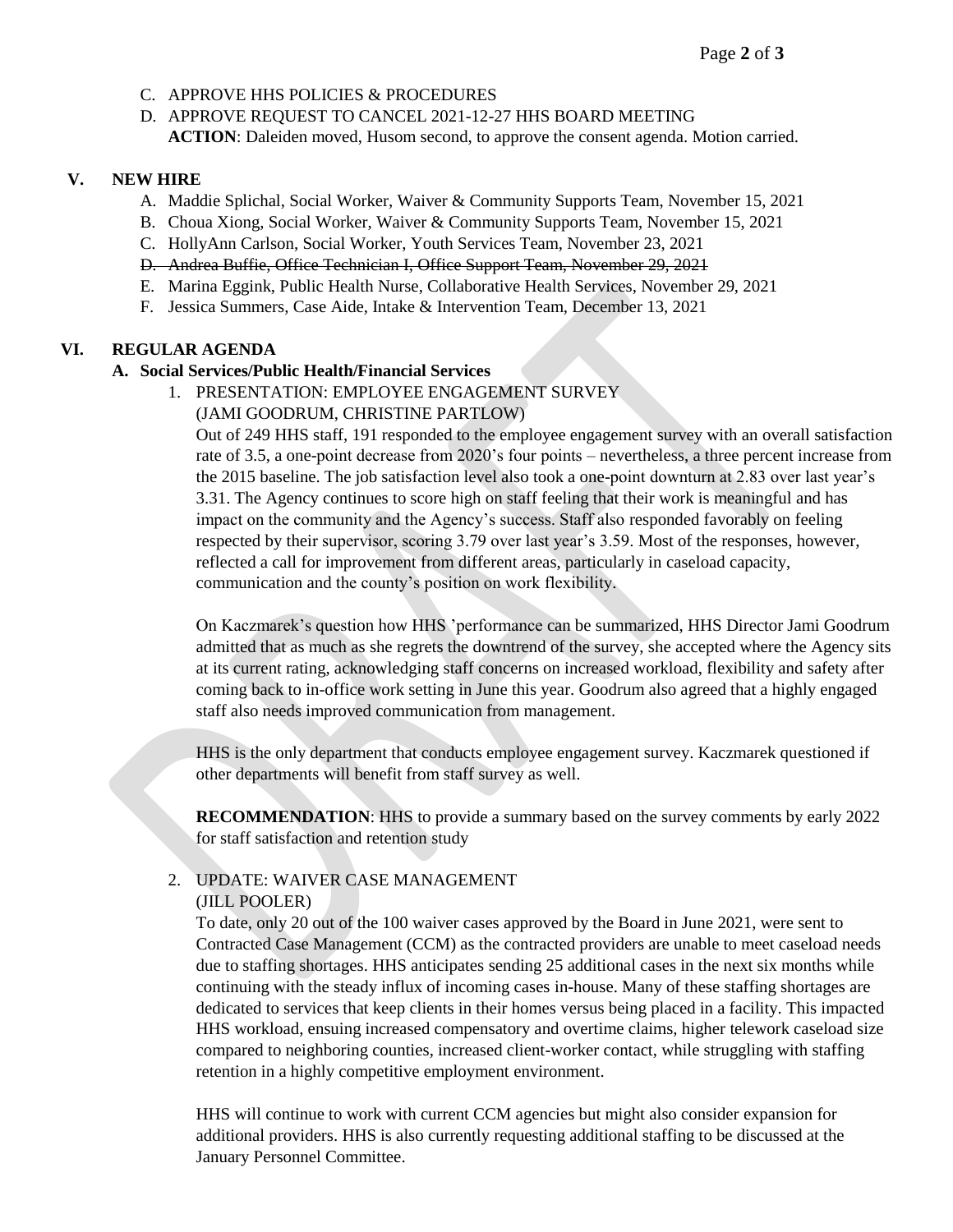C. APPROVE HHS POLICIES & PROCEDURES

D. APPROVE REQUEST TO CANCEL 2021-12-27 HHS BOARD MEETING
**ACTION**: Daleiden moved, Husom second, to approve the consent agenda. Motion carried.

## V. NEW HIRE

A. Maddie Splichal, Social Worker, Waiver & Community Supports Team, November 15, 2021

B. Choua Xiong, Social Worker, Waiver & Community Supports Team, November 15, 2021

C. HollyAnn Carlson, Social Worker, Youth Services Team, November 23, 2021

D. ~~Andrea Buffie, Office Technician I, Office Support Team, November 29, 2021~~

E. Marina Eggink, Public Health Nurse, Collaborative Health Services, November 29, 2021

F. Jessica Summers, Case Aide, Intake & Intervention Team, December 13, 2021

## VI. REGULAR AGENDA

### A. Social Services/Public Health/Financial Services

1. PRESENTATION: EMPLOYEE ENGAGEMENT SURVEY
(JAMI GOODRUM, CHRISTINE PARTLOW)

Out of 249 HHS staff, 191 responded to the employee engagement survey with an overall satisfaction rate of 3.5, a one-point decrease from 2020's four points – nevertheless, a three percent increase from the 2015 baseline. The job satisfaction level also took a one-point downturn at 2.83 over last year's 3.31. The Agency continues to score high on staff feeling that their work is meaningful and has impact on the community and the Agency's success. Staff also responded favorably on feeling respected by their supervisor, scoring 3.79 over last year's 3.59. Most of the responses, however, reflected a call for improvement from different areas, particularly in caseload capacity, communication and the county's position on work flexibility.

On Kaczmarek's question how HHS 'performance can be summarized, HHS Director Jami Goodrum admitted that as much as she regrets the downtrend of the survey, she accepted where the Agency sits at its current rating, acknowledging staff concerns on increased workload, flexibility and safety after coming back to in-office work setting in June this year. Goodrum also agreed that a highly engaged staff also needs improved communication from management.

HHS is the only department that conducts employee engagement survey. Kaczmarek questioned if other departments will benefit from staff survey as well.

**RECOMMENDATION**: HHS to provide a summary based on the survey comments by early 2022 for staff satisfaction and retention study

2. UPDATE: WAIVER CASE MANAGEMENT
(JILL POOLER)

To date, only 20 out of the 100 waiver cases approved by the Board in June 2021, were sent to Contracted Case Management (CCM) as the contracted providers are unable to meet caseload needs due to staffing shortages. HHS anticipates sending 25 additional cases in the next six months while continuing with the steady influx of incoming cases in-house. Many of these staffing shortages are dedicated to services that keep clients in their homes versus being placed in a facility. This impacted HHS workload, ensuing increased compensatory and overtime claims, higher telework caseload size compared to neighboring counties, increased client-worker contact, while struggling with staffing retention in a highly competitive employment environment.

HHS will continue to work with current CCM agencies but might also consider expansion for additional providers. HHS is also currently requesting additional staffing to be discussed at the January Personnel Committee.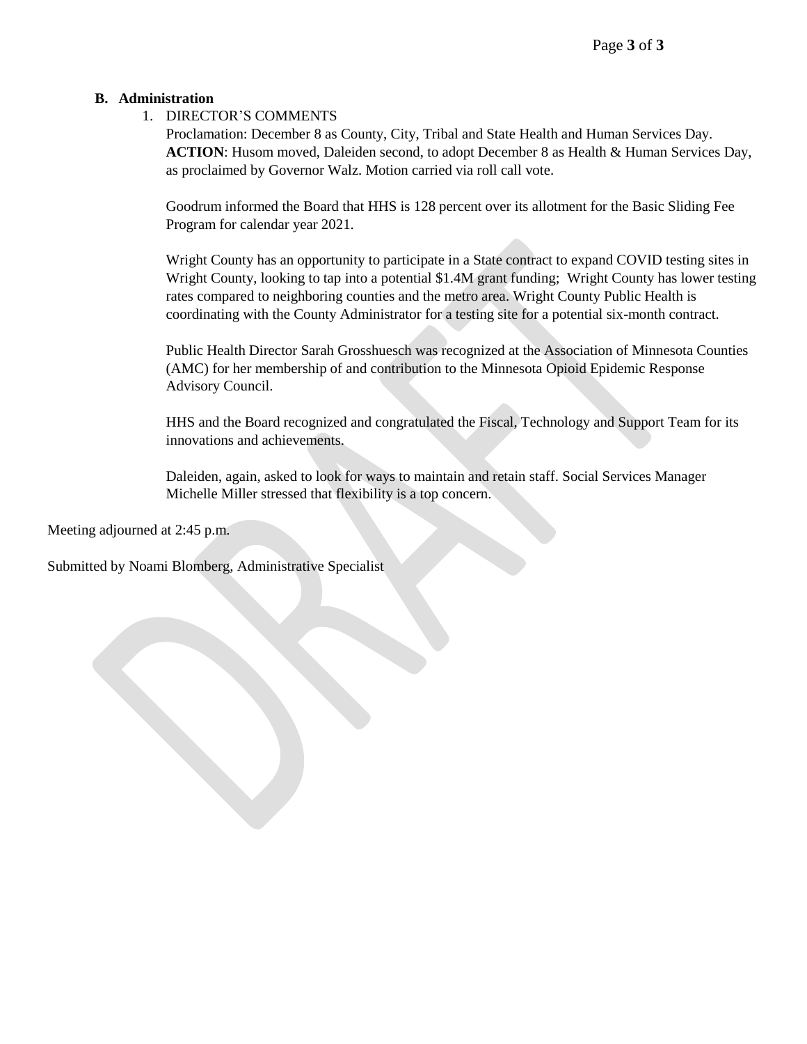### B. Administration

1. DIRECTOR'S COMMENTS

   Proclamation: December 8 as County, City, Tribal and State Health and Human Services Day. **ACTION**: Husom moved, Daleiden second, to adopt December 8 as Health & Human Services Day, as proclaimed by Governor Walz. Motion carried via roll call vote.

   Goodrum informed the Board that HHS is 128 percent over its allotment for the Basic Sliding Fee Program for calendar year 2021.

   Wright County has an opportunity to participate in a State contract to expand COVID testing sites in Wright County, looking to tap into a potential $1.4M grant funding; Wright County has lower testing rates compared to neighboring counties and the metro area. Wright County Public Health is coordinating with the County Administrator for a testing site for a potential six-month contract.

   Public Health Director Sarah Grosshuesch was recognized at the Association of Minnesota Counties (AMC) for her membership of and contribution to the Minnesota Opioid Epidemic Response Advisory Council.

   HHS and the Board recognized and congratulated the Fiscal, Technology and Support Team for its innovations and achievements.

   Daleiden, again, asked to look for ways to maintain and retain staff. Social Services Manager Michelle Miller stressed that flexibility is a top concern.

Meeting adjourned at 2:45 p.m.

Submitted by Noami Blomberg, Administrative Specialist